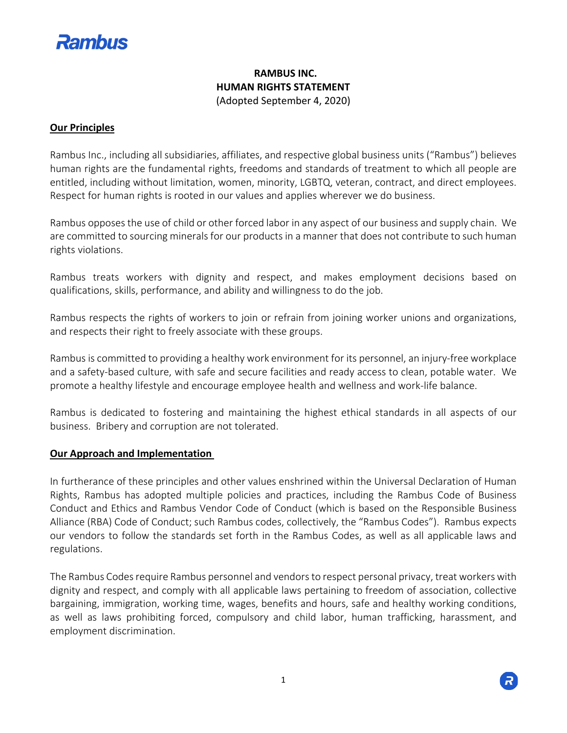# RAMBUS INC.
# HUMAN RIGHTS STATEMENT
(Adopted September 4, 2020)

## Our Principles

Rambus Inc., including all subsidiaries, affiliates, and respective global business units ("Rambus") believes human rights are the fundamental rights, freedoms and standards of treatment to which all people are entitled, including without limitation, women, minority, LGBTQ, veteran, contract, and direct employees. Respect for human rights is rooted in our values and applies wherever we do business.

Rambus opposes the use of child or other forced labor in any aspect of our business and supply chain. We are committed to sourcing minerals for our products in a manner that does not contribute to such human rights violations.

Rambus treats workers with dignity and respect, and makes employment decisions based on qualifications, skills, performance, and ability and willingness to do the job.

Rambus respects the rights of workers to join or refrain from joining worker unions and organizations, and respects their right to freely associate with these groups.

Rambus is committed to providing a healthy work environment for its personnel, an injury-free workplace and a safety-based culture, with safe and secure facilities and ready access to clean, potable water. We promote a healthy lifestyle and encourage employee health and wellness and work-life balance.

Rambus is dedicated to fostering and maintaining the highest ethical standards in all aspects of our business. Bribery and corruption are not tolerated.

## Our Approach and Implementation

In furtherance of these principles and other values enshrined within the Universal Declaration of Human Rights, Rambus has adopted multiple policies and practices, including the Rambus Code of Business Conduct and Ethics and Rambus Vendor Code of Conduct (which is based on the Responsible Business Alliance (RBA) Code of Conduct; such Rambus codes, collectively, the "Rambus Codes"). Rambus expects our vendors to follow the standards set forth in the Rambus Codes, as well as all applicable laws and regulations.

The Rambus Codes require Rambus personnel and vendors to respect personal privacy, treat workers with dignity and respect, and comply with all applicable laws pertaining to freedom of association, collective bargaining, immigration, working time, wages, benefits and hours, safe and healthy working conditions, as well as laws prohibiting forced, compulsory and child labor, human trafficking, harassment, and employment discrimination.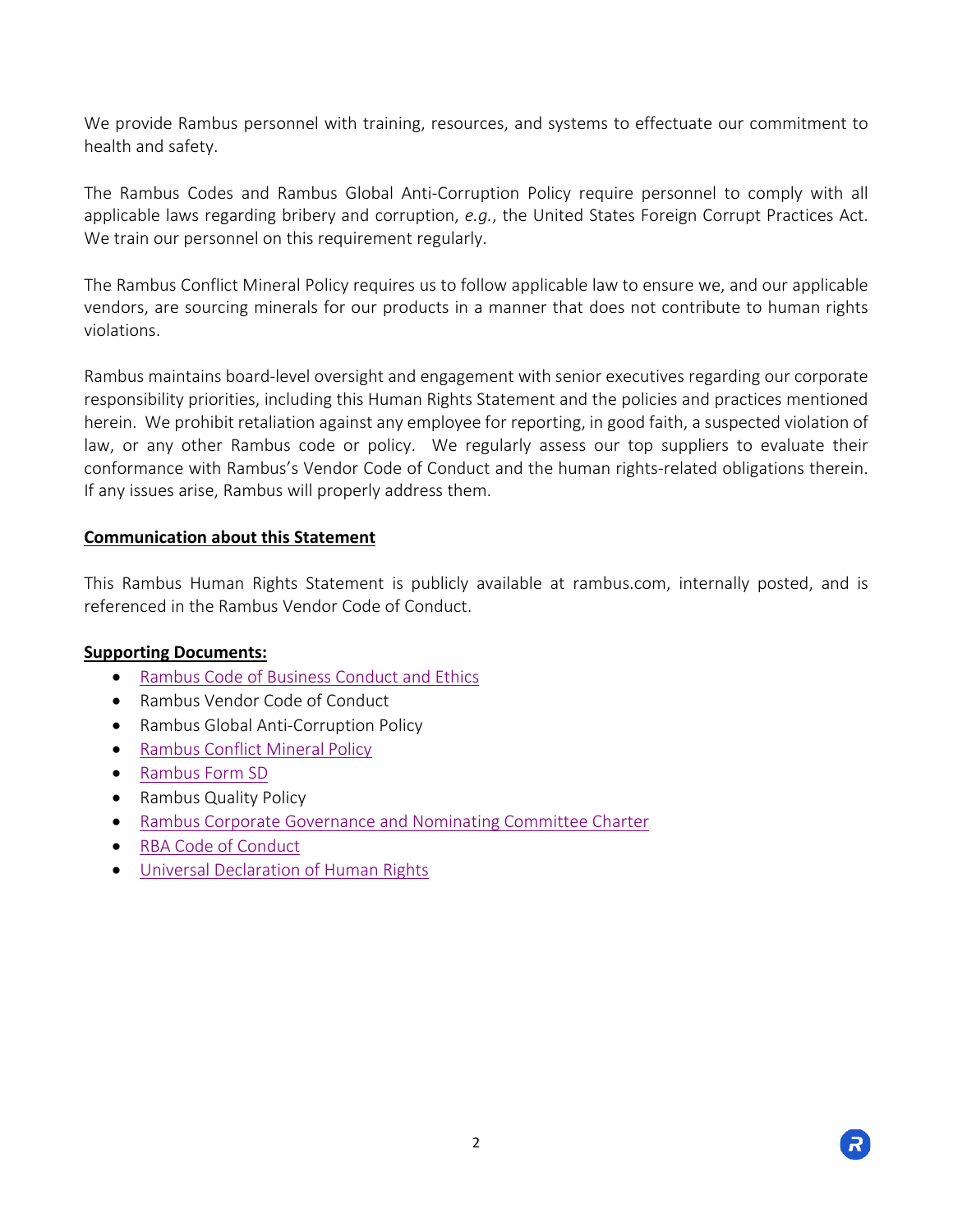We provide Rambus personnel with training, resources, and systems to effectuate our commitment to health and safety.

The Rambus Codes and Rambus Global Anti-Corruption Policy require personnel to comply with all applicable laws regarding bribery and corruption, *e.g.*, the United States Foreign Corrupt Practices Act. We train our personnel on this requirement regularly.

The Rambus Conflict Mineral Policy requires us to follow applicable law to ensure we, and our applicable vendors, are sourcing minerals for our products in a manner that does not contribute to human rights violations.

Rambus maintains board-level oversight and engagement with senior executives regarding our corporate responsibility priorities, including this Human Rights Statement and the policies and practices mentioned herein. We prohibit retaliation against any employee for reporting, in good faith, a suspected violation of law, or any other Rambus code or policy. We regularly assess our top suppliers to evaluate their conformance with Rambus's Vendor Code of Conduct and the human rights-related obligations therein. If any issues arise, Rambus will properly address them.

**Communication about this Statement**

This Rambus Human Rights Statement is publicly available at rambus.com, internally posted, and is referenced in the Rambus Vendor Code of Conduct.

**Supporting Documents:**

- Rambus Code of Business Conduct and Ethics
- Rambus Vendor Code of Conduct
- Rambus Global Anti-Corruption Policy
- Rambus Conflict Mineral Policy
- Rambus Form SD
- Rambus Quality Policy
- Rambus Corporate Governance and Nominating Committee Charter
- RBA Code of Conduct
- Universal Declaration of Human Rights